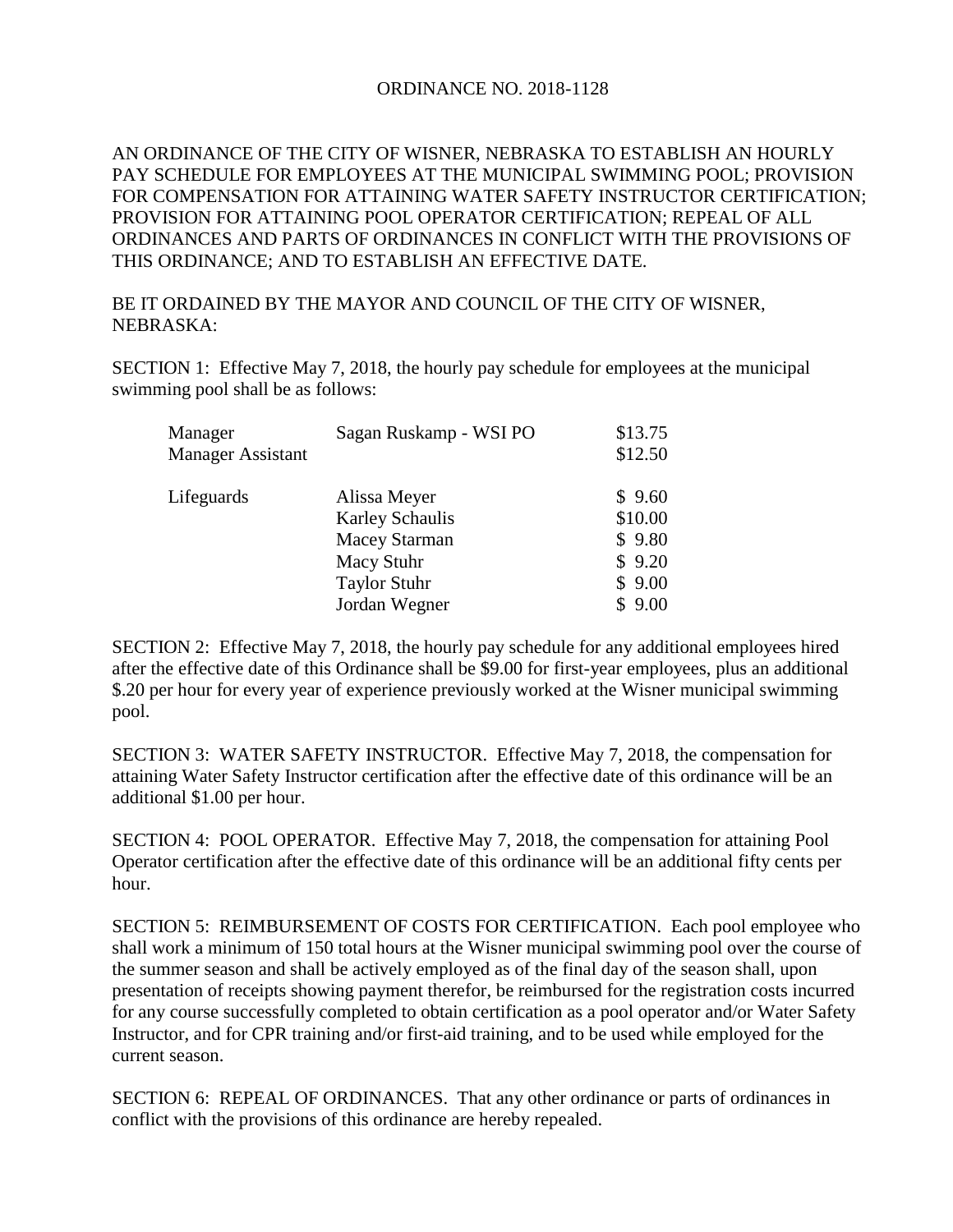# ORDINANCE NO. 2018-1128

AN ORDINANCE OF THE CITY OF WISNER, NEBRASKA TO ESTABLISH AN HOURLY PAY SCHEDULE FOR EMPLOYEES AT THE MUNICIPAL SWIMMING POOL; PROVISION FOR COMPENSATION FOR ATTAINING WATER SAFETY INSTRUCTOR CERTIFICATION; PROVISION FOR ATTAINING POOL OPERATOR CERTIFICATION; REPEAL OF ALL ORDINANCES AND PARTS OF ORDINANCES IN CONFLICT WITH THE PROVISIONS OF THIS ORDINANCE; AND TO ESTABLISH AN EFFECTIVE DATE.

BE IT ORDAINED BY THE MAYOR AND COUNCIL OF THE CITY OF WISNER, NEBRASKA:

SECTION 1: Effective May 7, 2018, the hourly pay schedule for employees at the municipal swimming pool shall be as follows:

| Position | Name | Rate |
|---|---|---|
| Manager | Sagan Ruskamp - WSI PO | $13.75 |
| Manager Assistant | | $12.50 |
| Lifeguards | Alissa Meyer | $ 9.60 |
| | Karley Schaulis | $10.00 |
| | Macey Starman | $ 9.80 |
| | Macy Stuhr | $ 9.20 |
| | Taylor Stuhr | $ 9.00 |
| | Jordan Wegner | $ 9.00 |

SECTION 2: Effective May 7, 2018, the hourly pay schedule for any additional employees hired after the effective date of this Ordinance shall be $9.00 for first-year employees, plus an additional $.20 per hour for every year of experience previously worked at the Wisner municipal swimming pool.

SECTION 3: WATER SAFETY INSTRUCTOR. Effective May 7, 2018, the compensation for attaining Water Safety Instructor certification after the effective date of this ordinance will be an additional $1.00 per hour.

SECTION 4: POOL OPERATOR. Effective May 7, 2018, the compensation for attaining Pool Operator certification after the effective date of this ordinance will be an additional fifty cents per hour.

SECTION 5: REIMBURSEMENT OF COSTS FOR CERTIFICATION. Each pool employee who shall work a minimum of 150 total hours at the Wisner municipal swimming pool over the course of the summer season and shall be actively employed as of the final day of the season shall, upon presentation of receipts showing payment therefor, be reimbursed for the registration costs incurred for any course successfully completed to obtain certification as a pool operator and/or Water Safety Instructor, and for CPR training and/or first-aid training, and to be used while employed for the current season.

SECTION 6: REPEAL OF ORDINANCES. That any other ordinance or parts of ordinances in conflict with the provisions of this ordinance are hereby repealed.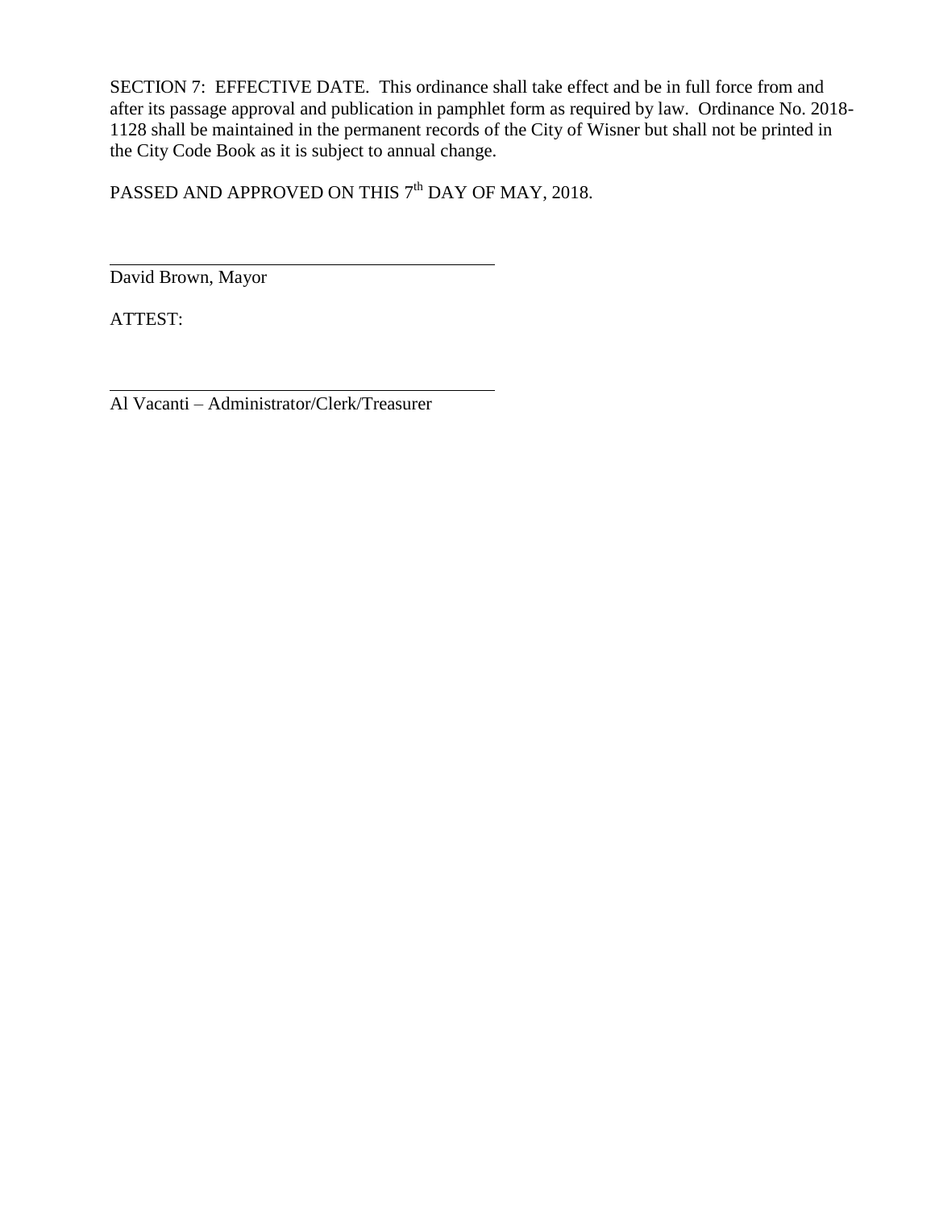SECTION 7: EFFECTIVE DATE. This ordinance shall take effect and be in full force from and after its passage approval and publication in pamphlet form as required by law. Ordinance No. 2018-1128 shall be maintained in the permanent records of the City of Wisner but shall not be printed in the City Code Book as it is subject to annual change.

PASSED AND APPROVED ON THIS 7th DAY OF MAY, 2018.

\_\_\_\_\_\_\_\_\_\_\_\_\_\_\_\_\_\_\_\_\_\_\_\_\_\_\_\_\_\_\_\_\_\_\_\_\_\_\_\_
David Brown, Mayor

ATTEST:

\_\_\_\_\_\_\_\_\_\_\_\_\_\_\_\_\_\_\_\_\_\_\_\_\_\_\_\_\_\_\_\_\_\_\_\_\_\_\_\_
Al Vacanti – Administrator/Clerk/Treasurer